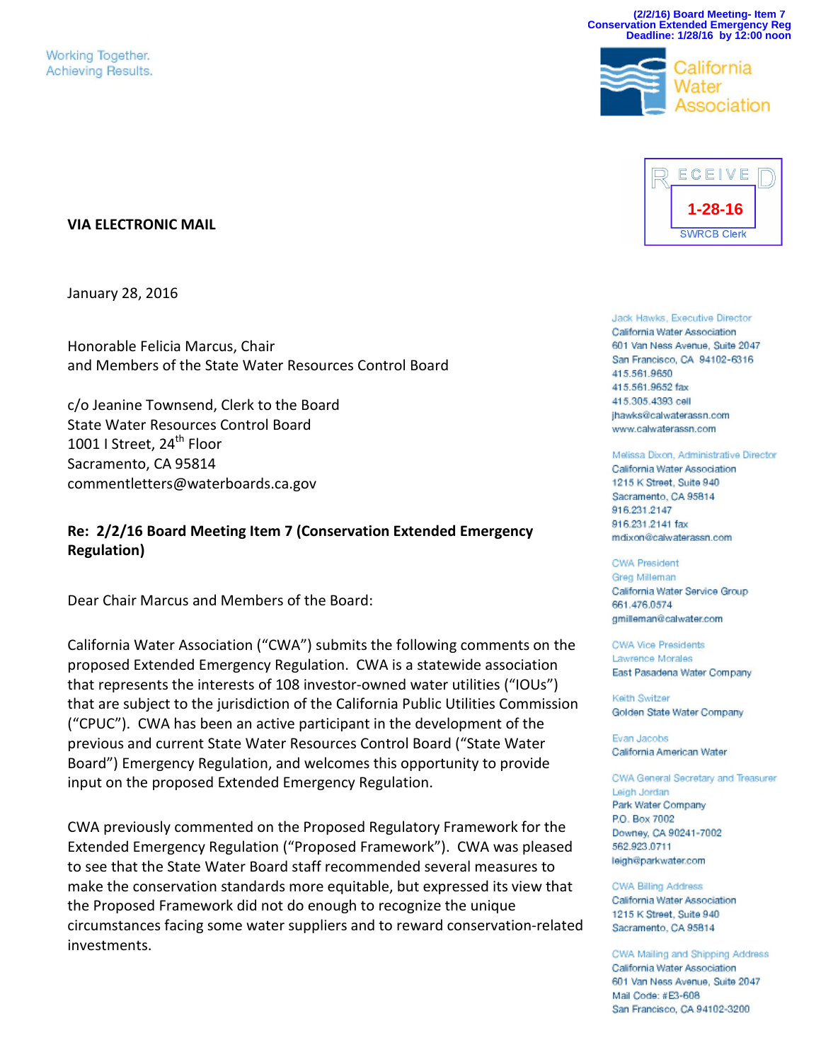(2/2/16) Board Meeting- Item 7
Conservation Extended Emergency Reg
Deadline: 1/28/16 by 12:00 noon

Working Together.
Achieving Results.

California Water Association

RECEIVED
1-28-16
SWRCB Clerk

Jack Hawks, Executive Director
California Water Association
601 Van Ness Avenue, Suite 2047
San Francisco, CA 94102-6316
415.561.9650
415.561.9652 fax
415.305.4393 cell
jhawks@calwaterassn.com
www.calwaterassn.com

Melissa Dixon, Administrative Director
California Water Association
1215 K Street, Suite 940
Sacramento, CA 95814
916.231.2147
916.231.2141 fax
mdixon@calwaterassn.com

CWA President
Greg Milleman
California Water Service Group
661.476.0574
gmilleman@calwater.com

CWA Vice Presidents
Lawrence Morales
East Pasadena Water Company

Keith Switzer
Golden State Water Company

Evan Jacobs
California American Water

CWA General Secretary and Treasurer
Leigh Jordan
Park Water Company
P.O. Box 7002
Downey, CA 90241-7002
562.923.0711
leigh@parkwater.com

CWA Billing Address
California Water Association
1215 K Street, Suite 940
Sacramento, CA 95814

CWA Mailing and Shipping Address
California Water Association
601 Van Ness Avenue, Suite 2047
Mail Code: #E3-608
San Francisco, CA 94102-3200

**VIA ELECTRONIC MAIL**

January 28, 2016

Honorable Felicia Marcus, Chair
and Members of the State Water Resources Control Board

c/o Jeanine Townsend, Clerk to the Board
State Water Resources Control Board
1001 I Street, 24th Floor
Sacramento, CA 95814
commentletters@waterboards.ca.gov

**Re: 2/2/16 Board Meeting Item 7 (Conservation Extended Emergency Regulation)**

Dear Chair Marcus and Members of the Board:

California Water Association ("CWA") submits the following comments on the proposed Extended Emergency Regulation. CWA is a statewide association that represents the interests of 108 investor-owned water utilities ("IOUs") that are subject to the jurisdiction of the California Public Utilities Commission ("CPUC"). CWA has been an active participant in the development of the previous and current State Water Resources Control Board ("State Water Board") Emergency Regulation, and welcomes this opportunity to provide input on the proposed Extended Emergency Regulation.

CWA previously commented on the Proposed Regulatory Framework for the Extended Emergency Regulation ("Proposed Framework"). CWA was pleased to see that the State Water Board staff recommended several measures to make the conservation standards more equitable, but expressed its view that the Proposed Framework did not do enough to recognize the unique circumstances facing some water suppliers and to reward conservation-related investments.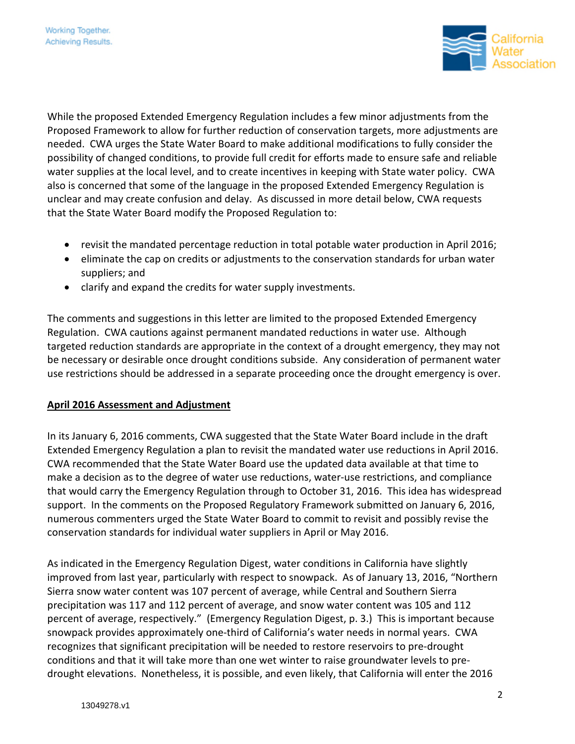While the proposed Extended Emergency Regulation includes a few minor adjustments from the Proposed Framework to allow for further reduction of conservation targets, more adjustments are needed. CWA urges the State Water Board to make additional modifications to fully consider the possibility of changed conditions, to provide full credit for efforts made to ensure safe and reliable water supplies at the local level, and to create incentives in keeping with State water policy. CWA also is concerned that some of the language in the proposed Extended Emergency Regulation is unclear and may create confusion and delay. As discussed in more detail below, CWA requests that the State Water Board modify the Proposed Regulation to:

- revisit the mandated percentage reduction in total potable water production in April 2016;
- eliminate the cap on credits or adjustments to the conservation standards for urban water suppliers; and
- clarify and expand the credits for water supply investments.

The comments and suggestions in this letter are limited to the proposed Extended Emergency Regulation. CWA cautions against permanent mandated reductions in water use. Although targeted reduction standards are appropriate in the context of a drought emergency, they may not be necessary or desirable once drought conditions subside. Any consideration of permanent water use restrictions should be addressed in a separate proceeding once the drought emergency is over.

**April 2016 Assessment and Adjustment**

In its January 6, 2016 comments, CWA suggested that the State Water Board include in the draft Extended Emergency Regulation a plan to revisit the mandated water use reductions in April 2016. CWA recommended that the State Water Board use the updated data available at that time to make a decision as to the degree of water use reductions, water-use restrictions, and compliance that would carry the Emergency Regulation through to October 31, 2016. This idea has widespread support. In the comments on the Proposed Regulatory Framework submitted on January 6, 2016, numerous commenters urged the State Water Board to commit to revisit and possibly revise the conservation standards for individual water suppliers in April or May 2016.

As indicated in the Emergency Regulation Digest, water conditions in California have slightly improved from last year, particularly with respect to snowpack. As of January 13, 2016, "Northern Sierra snow water content was 107 percent of average, while Central and Southern Sierra precipitation was 117 and 112 percent of average, and snow water content was 105 and 112 percent of average, respectively." (Emergency Regulation Digest, p. 3.) This is important because snowpack provides approximately one-third of California's water needs in normal years. CWA recognizes that significant precipitation will be needed to restore reservoirs to pre-drought conditions and that it will take more than one wet winter to raise groundwater levels to pre-drought elevations. Nonetheless, it is possible, and even likely, that California will enter the 2016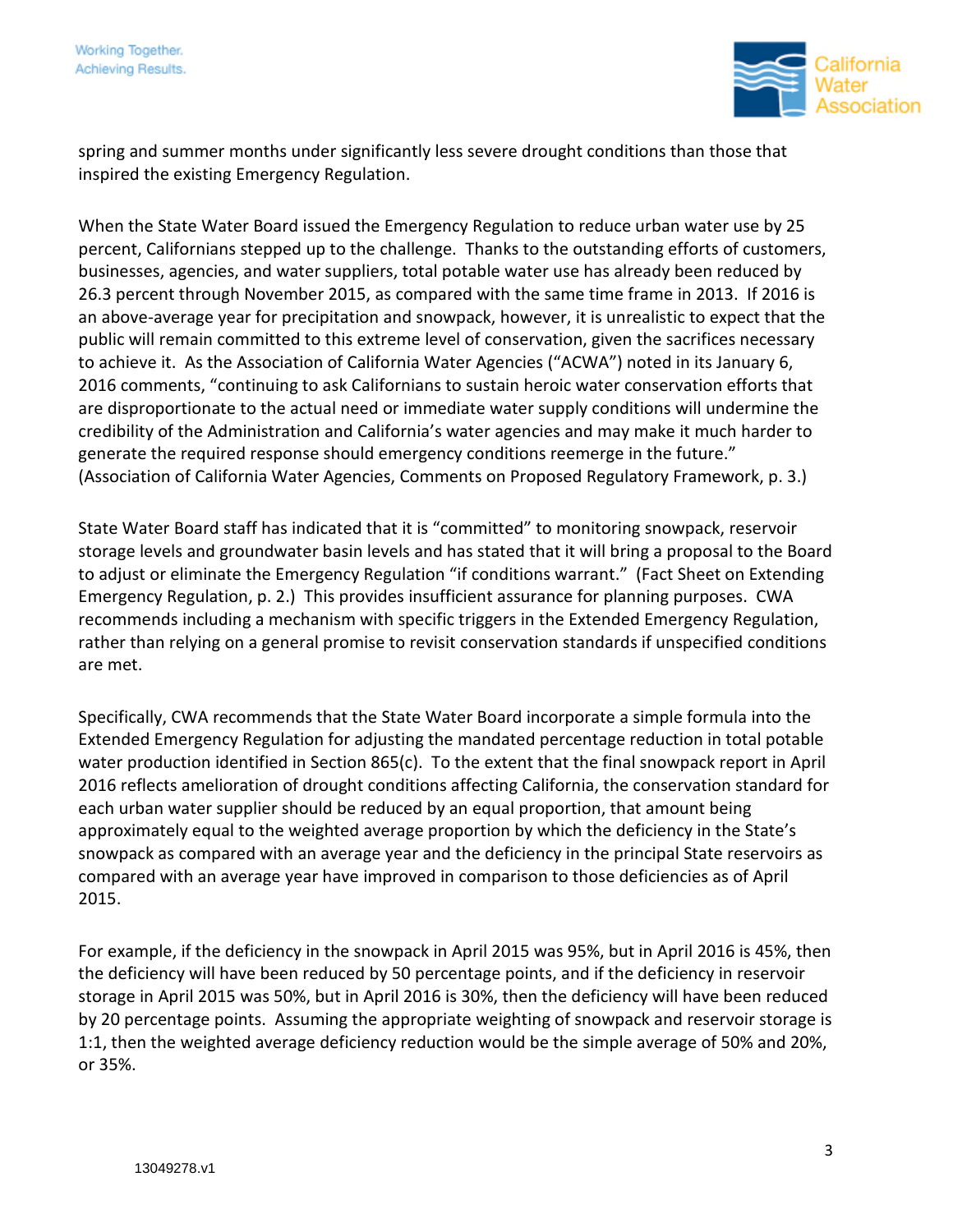spring and summer months under significantly less severe drought conditions than those that inspired the existing Emergency Regulation.

When the State Water Board issued the Emergency Regulation to reduce urban water use by 25 percent, Californians stepped up to the challenge. Thanks to the outstanding efforts of customers, businesses, agencies, and water suppliers, total potable water use has already been reduced by 26.3 percent through November 2015, as compared with the same time frame in 2013. If 2016 is an above-average year for precipitation and snowpack, however, it is unrealistic to expect that the public will remain committed to this extreme level of conservation, given the sacrifices necessary to achieve it. As the Association of California Water Agencies ("ACWA") noted in its January 6, 2016 comments, "continuing to ask Californians to sustain heroic water conservation efforts that are disproportionate to the actual need or immediate water supply conditions will undermine the credibility of the Administration and California's water agencies and may make it much harder to generate the required response should emergency conditions reemerge in the future." (Association of California Water Agencies, Comments on Proposed Regulatory Framework, p. 3.)

State Water Board staff has indicated that it is "committed" to monitoring snowpack, reservoir storage levels and groundwater basin levels and has stated that it will bring a proposal to the Board to adjust or eliminate the Emergency Regulation "if conditions warrant." (Fact Sheet on Extending Emergency Regulation, p. 2.) This provides insufficient assurance for planning purposes. CWA recommends including a mechanism with specific triggers in the Extended Emergency Regulation, rather than relying on a general promise to revisit conservation standards if unspecified conditions are met.

Specifically, CWA recommends that the State Water Board incorporate a simple formula into the Extended Emergency Regulation for adjusting the mandated percentage reduction in total potable water production identified in Section 865(c). To the extent that the final snowpack report in April 2016 reflects amelioration of drought conditions affecting California, the conservation standard for each urban water supplier should be reduced by an equal proportion, that amount being approximately equal to the weighted average proportion by which the deficiency in the State's snowpack as compared with an average year and the deficiency in the principal State reservoirs as compared with an average year have improved in comparison to those deficiencies as of April 2015.

For example, if the deficiency in the snowpack in April 2015 was 95%, but in April 2016 is 45%, then the deficiency will have been reduced by 50 percentage points, and if the deficiency in reservoir storage in April 2015 was 50%, but in April 2016 is 30%, then the deficiency will have been reduced by 20 percentage points. Assuming the appropriate weighting of snowpack and reservoir storage is 1:1, then the weighted average deficiency reduction would be the simple average of 50% and 20%, or 35%.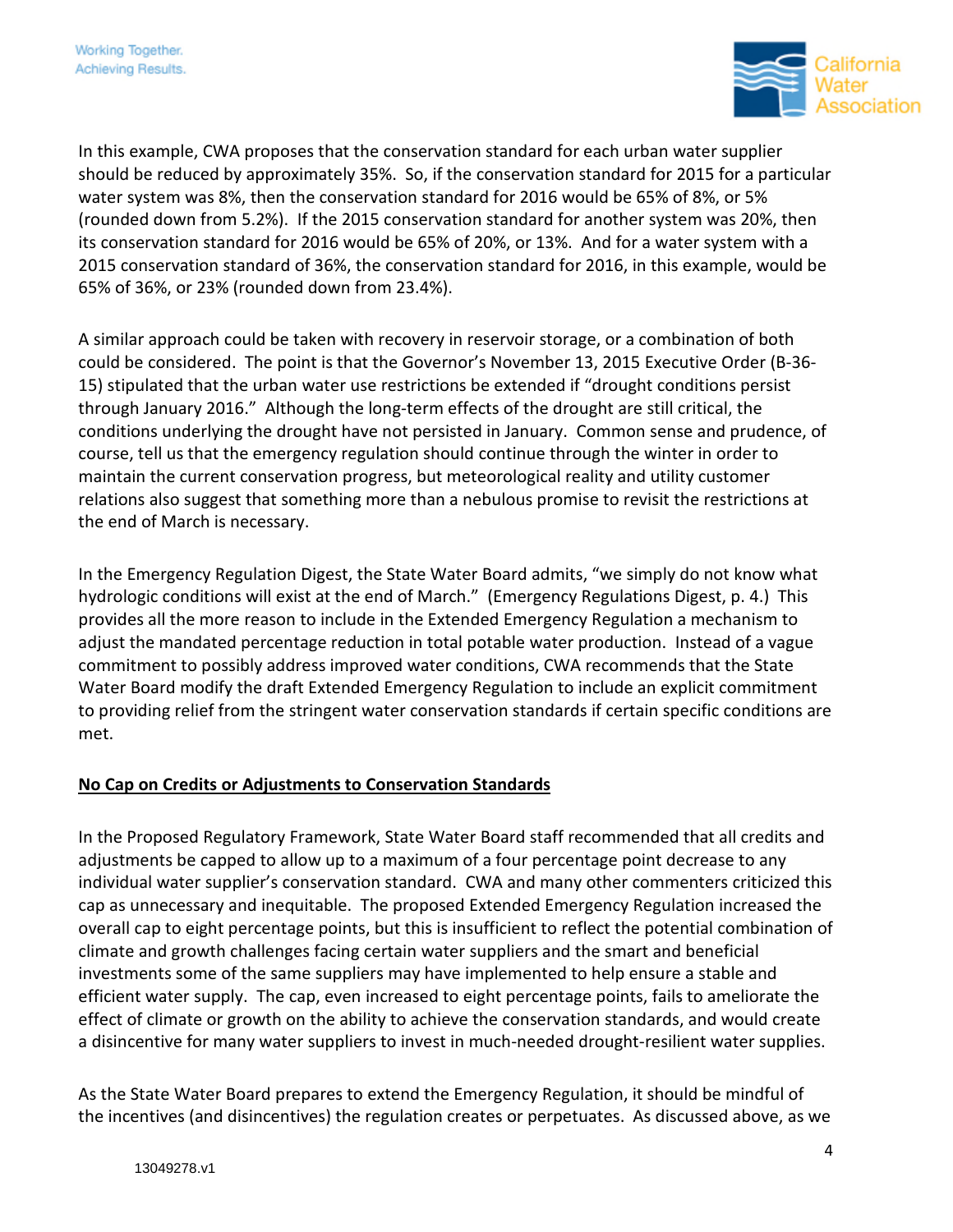In this example, CWA proposes that the conservation standard for each urban water supplier should be reduced by approximately 35%. So, if the conservation standard for 2015 for a particular water system was 8%, then the conservation standard for 2016 would be 65% of 8%, or 5% (rounded down from 5.2%). If the 2015 conservation standard for another system was 20%, then its conservation standard for 2016 would be 65% of 20%, or 13%. And for a water system with a 2015 conservation standard of 36%, the conservation standard for 2016, in this example, would be 65% of 36%, or 23% (rounded down from 23.4%).

A similar approach could be taken with recovery in reservoir storage, or a combination of both could be considered. The point is that the Governor's November 13, 2015 Executive Order (B-36-15) stipulated that the urban water use restrictions be extended if "drought conditions persist through January 2016." Although the long-term effects of the drought are still critical, the conditions underlying the drought have not persisted in January. Common sense and prudence, of course, tell us that the emergency regulation should continue through the winter in order to maintain the current conservation progress, but meteorological reality and utility customer relations also suggest that something more than a nebulous promise to revisit the restrictions at the end of March is necessary.

In the Emergency Regulation Digest, the State Water Board admits, "we simply do not know what hydrologic conditions will exist at the end of March." (Emergency Regulations Digest, p. 4.) This provides all the more reason to include in the Extended Emergency Regulation a mechanism to adjust the mandated percentage reduction in total potable water production. Instead of a vague commitment to possibly address improved water conditions, CWA recommends that the State Water Board modify the draft Extended Emergency Regulation to include an explicit commitment to providing relief from the stringent water conservation standards if certain specific conditions are met.

## No Cap on Credits or Adjustments to Conservation Standards

In the Proposed Regulatory Framework, State Water Board staff recommended that all credits and adjustments be capped to allow up to a maximum of a four percentage point decrease to any individual water supplier's conservation standard. CWA and many other commenters criticized this cap as unnecessary and inequitable. The proposed Extended Emergency Regulation increased the overall cap to eight percentage points, but this is insufficient to reflect the potential combination of climate and growth challenges facing certain water suppliers and the smart and beneficial investments some of the same suppliers may have implemented to help ensure a stable and efficient water supply. The cap, even increased to eight percentage points, fails to ameliorate the effect of climate or growth on the ability to achieve the conservation standards, and would create a disincentive for many water suppliers to invest in much-needed drought-resilient water supplies.

As the State Water Board prepares to extend the Emergency Regulation, it should be mindful of the incentives (and disincentives) the regulation creates or perpetuates. As discussed above, as we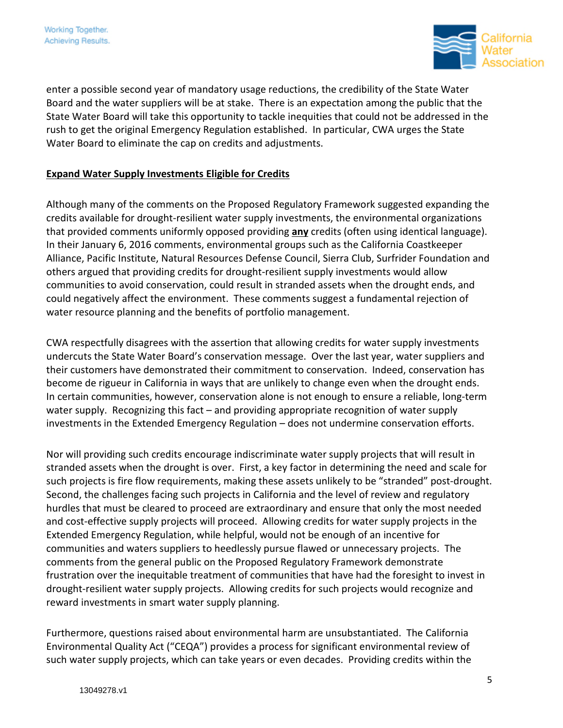enter a possible second year of mandatory usage reductions, the credibility of the State Water Board and the water suppliers will be at stake. There is an expectation among the public that the State Water Board will take this opportunity to tackle inequities that could not be addressed in the rush to get the original Emergency Regulation established. In particular, CWA urges the State Water Board to eliminate the cap on credits and adjustments.

**Expand Water Supply Investments Eligible for Credits**

Although many of the comments on the Proposed Regulatory Framework suggested expanding the credits available for drought-resilient water supply investments, the environmental organizations that provided comments uniformly opposed providing **any** credits (often using identical language). In their January 6, 2016 comments, environmental groups such as the California Coastkeeper Alliance, Pacific Institute, Natural Resources Defense Council, Sierra Club, Surfrider Foundation and others argued that providing credits for drought-resilient supply investments would allow communities to avoid conservation, could result in stranded assets when the drought ends, and could negatively affect the environment. These comments suggest a fundamental rejection of water resource planning and the benefits of portfolio management.

CWA respectfully disagrees with the assertion that allowing credits for water supply investments undercuts the State Water Board's conservation message. Over the last year, water suppliers and their customers have demonstrated their commitment to conservation. Indeed, conservation has become de rigueur in California in ways that are unlikely to change even when the drought ends. In certain communities, however, conservation alone is not enough to ensure a reliable, long-term water supply. Recognizing this fact – and providing appropriate recognition of water supply investments in the Extended Emergency Regulation – does not undermine conservation efforts.

Nor will providing such credits encourage indiscriminate water supply projects that will result in stranded assets when the drought is over. First, a key factor in determining the need and scale for such projects is fire flow requirements, making these assets unlikely to be "stranded" post-drought. Second, the challenges facing such projects in California and the level of review and regulatory hurdles that must be cleared to proceed are extraordinary and ensure that only the most needed and cost-effective supply projects will proceed. Allowing credits for water supply projects in the Extended Emergency Regulation, while helpful, would not be enough of an incentive for communities and waters suppliers to heedlessly pursue flawed or unnecessary projects. The comments from the general public on the Proposed Regulatory Framework demonstrate frustration over the inequitable treatment of communities that have had the foresight to invest in drought-resilient water supply projects. Allowing credits for such projects would recognize and reward investments in smart water supply planning.

Furthermore, questions raised about environmental harm are unsubstantiated. The California Environmental Quality Act ("CEQA") provides a process for significant environmental review of such water supply projects, which can take years or even decades. Providing credits within the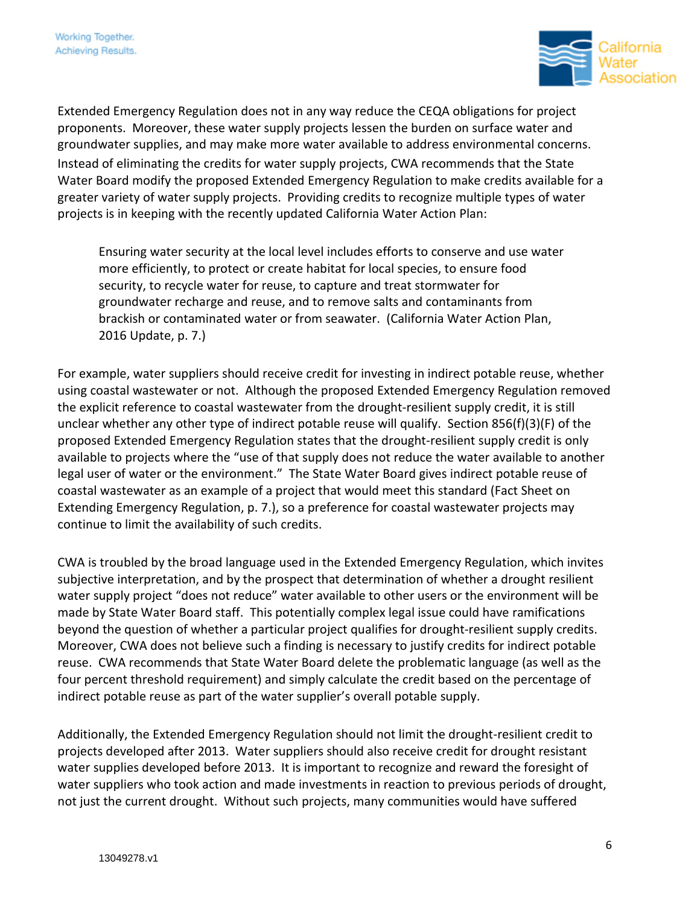Extended Emergency Regulation does not in any way reduce the CEQA obligations for project proponents. Moreover, these water supply projects lessen the burden on surface water and groundwater supplies, and may make more water available to address environmental concerns. Instead of eliminating the credits for water supply projects, CWA recommends that the State Water Board modify the proposed Extended Emergency Regulation to make credits available for a greater variety of water supply projects. Providing credits to recognize multiple types of water projects is in keeping with the recently updated California Water Action Plan:

> Ensuring water security at the local level includes efforts to conserve and use water more efficiently, to protect or create habitat for local species, to ensure food security, to recycle water for reuse, to capture and treat stormwater for groundwater recharge and reuse, and to remove salts and contaminants from brackish or contaminated water or from seawater. (California Water Action Plan, 2016 Update, p. 7.)

For example, water suppliers should receive credit for investing in indirect potable reuse, whether using coastal wastewater or not. Although the proposed Extended Emergency Regulation removed the explicit reference to coastal wastewater from the drought-resilient supply credit, it is still unclear whether any other type of indirect potable reuse will qualify. Section 856(f)(3)(F) of the proposed Extended Emergency Regulation states that the drought-resilient supply credit is only available to projects where the "use of that supply does not reduce the water available to another legal user of water or the environment." The State Water Board gives indirect potable reuse of coastal wastewater as an example of a project that would meet this standard (Fact Sheet on Extending Emergency Regulation, p. 7.), so a preference for coastal wastewater projects may continue to limit the availability of such credits.

CWA is troubled by the broad language used in the Extended Emergency Regulation, which invites subjective interpretation, and by the prospect that determination of whether a drought resilient water supply project "does not reduce" water available to other users or the environment will be made by State Water Board staff. This potentially complex legal issue could have ramifications beyond the question of whether a particular project qualifies for drought-resilient supply credits. Moreover, CWA does not believe such a finding is necessary to justify credits for indirect potable reuse. CWA recommends that State Water Board delete the problematic language (as well as the four percent threshold requirement) and simply calculate the credit based on the percentage of indirect potable reuse as part of the water supplier's overall potable supply.

Additionally, the Extended Emergency Regulation should not limit the drought-resilient credit to projects developed after 2013. Water suppliers should also receive credit for drought resistant water supplies developed before 2013. It is important to recognize and reward the foresight of water suppliers who took action and made investments in reaction to previous periods of drought, not just the current drought. Without such projects, many communities would have suffered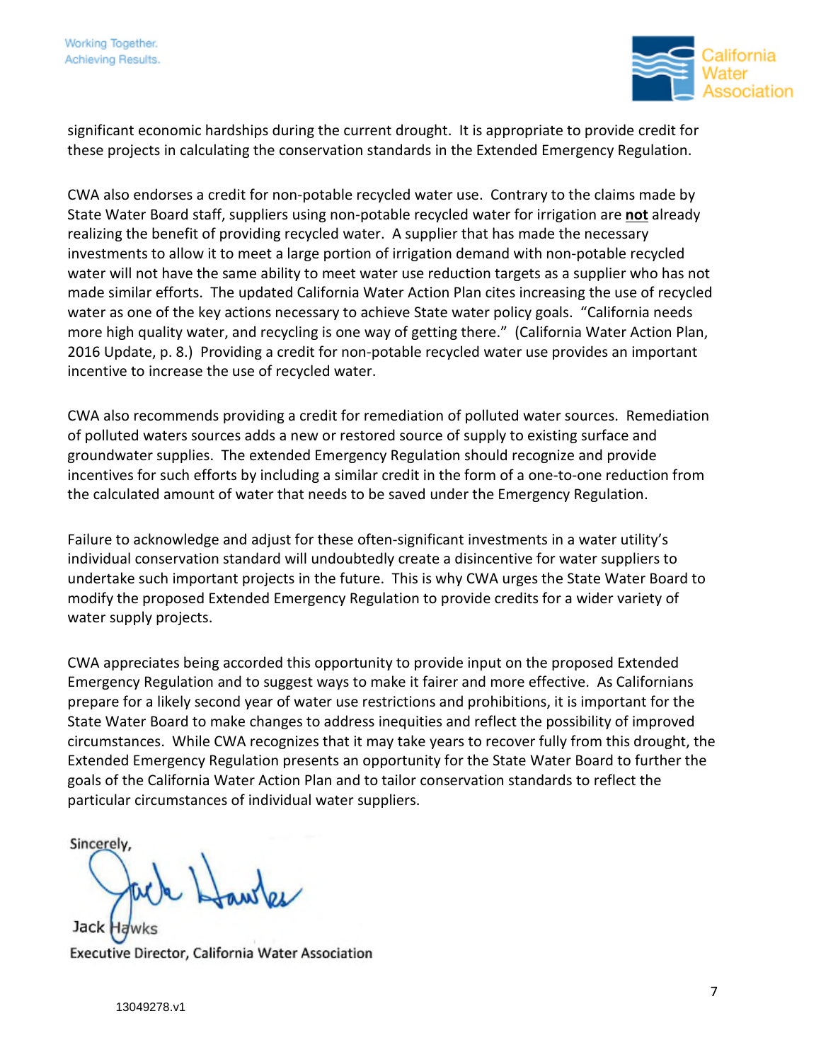significant economic hardships during the current drought. It is appropriate to provide credit for these projects in calculating the conservation standards in the Extended Emergency Regulation.

CWA also endorses a credit for non-potable recycled water use. Contrary to the claims made by State Water Board staff, suppliers using non-potable recycled water for irrigation are **not** already realizing the benefit of providing recycled water. A supplier that has made the necessary investments to allow it to meet a large portion of irrigation demand with non-potable recycled water will not have the same ability to meet water use reduction targets as a supplier who has not made similar efforts. The updated California Water Action Plan cites increasing the use of recycled water as one of the key actions necessary to achieve State water policy goals. "California needs more high quality water, and recycling is one way of getting there." (California Water Action Plan, 2016 Update, p. 8.) Providing a credit for non-potable recycled water use provides an important incentive to increase the use of recycled water.

CWA also recommends providing a credit for remediation of polluted water sources. Remediation of polluted waters sources adds a new or restored source of supply to existing surface and groundwater supplies. The extended Emergency Regulation should recognize and provide incentives for such efforts by including a similar credit in the form of a one-to-one reduction from the calculated amount of water that needs to be saved under the Emergency Regulation.

Failure to acknowledge and adjust for these often-significant investments in a water utility's individual conservation standard will undoubtedly create a disincentive for water suppliers to undertake such important projects in the future. This is why CWA urges the State Water Board to modify the proposed Extended Emergency Regulation to provide credits for a wider variety of water supply projects.

CWA appreciates being accorded this opportunity to provide input on the proposed Extended Emergency Regulation and to suggest ways to make it fairer and more effective. As Californians prepare for a likely second year of water use restrictions and prohibitions, it is important for the State Water Board to make changes to address inequities and reflect the possibility of improved circumstances. While CWA recognizes that it may take years to recover fully from this drought, the Extended Emergency Regulation presents an opportunity for the State Water Board to further the goals of the California Water Action Plan and to tailor conservation standards to reflect the particular circumstances of individual water suppliers.

Sincerely,

Jack Hawks

Executive Director, California Water Association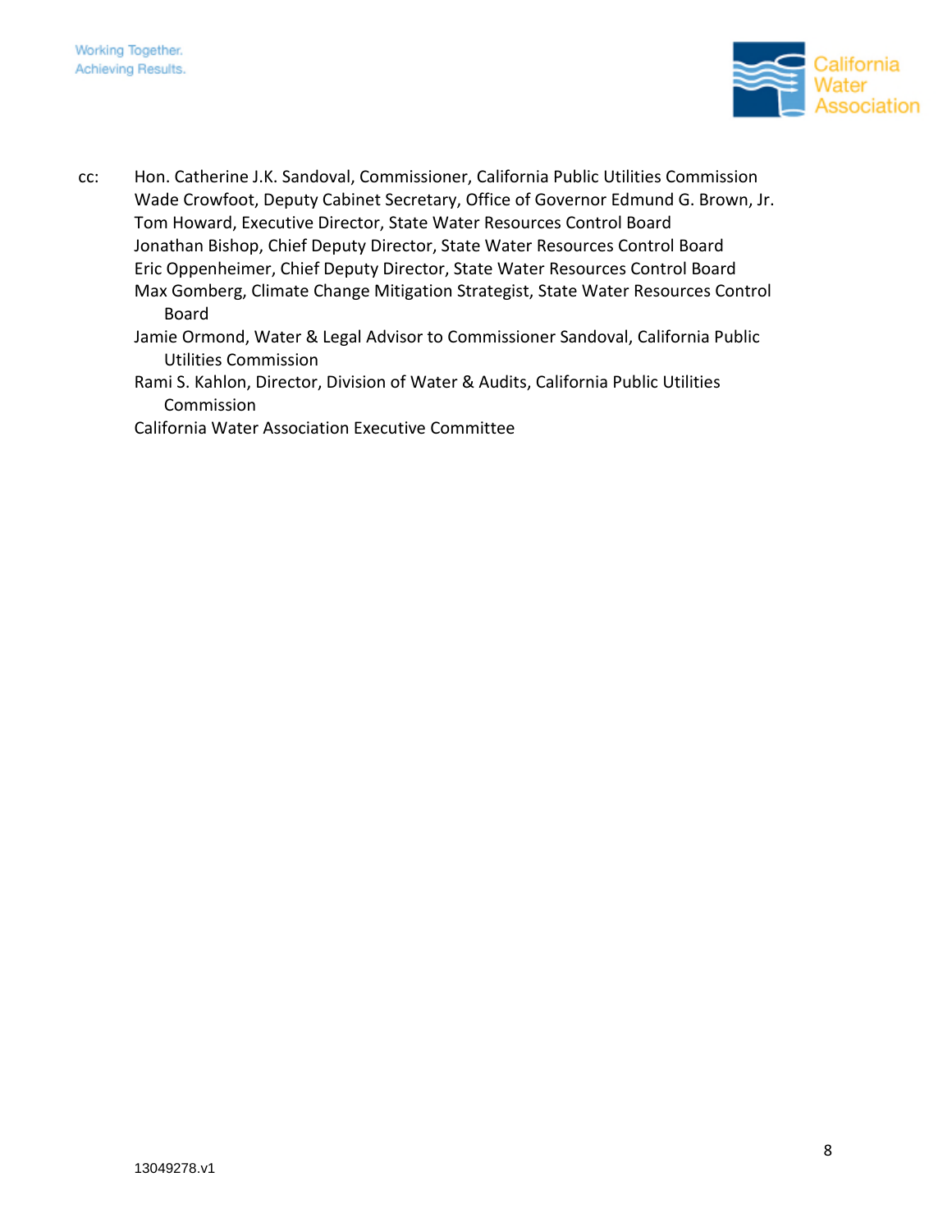cc: Hon. Catherine J.K. Sandoval, Commissioner, California Public Utilities Commission
Wade Crowfoot, Deputy Cabinet Secretary, Office of Governor Edmund G. Brown, Jr.
Tom Howard, Executive Director, State Water Resources Control Board
Jonathan Bishop, Chief Deputy Director, State Water Resources Control Board
Eric Oppenheimer, Chief Deputy Director, State Water Resources Control Board
Max Gomberg, Climate Change Mitigation Strategist, State Water Resources Control Board
Jamie Ormond, Water & Legal Advisor to Commissioner Sandoval, California Public Utilities Commission
Rami S. Kahlon, Director, Division of Water & Audits, California Public Utilities Commission
California Water Association Executive Committee

13049278.v1